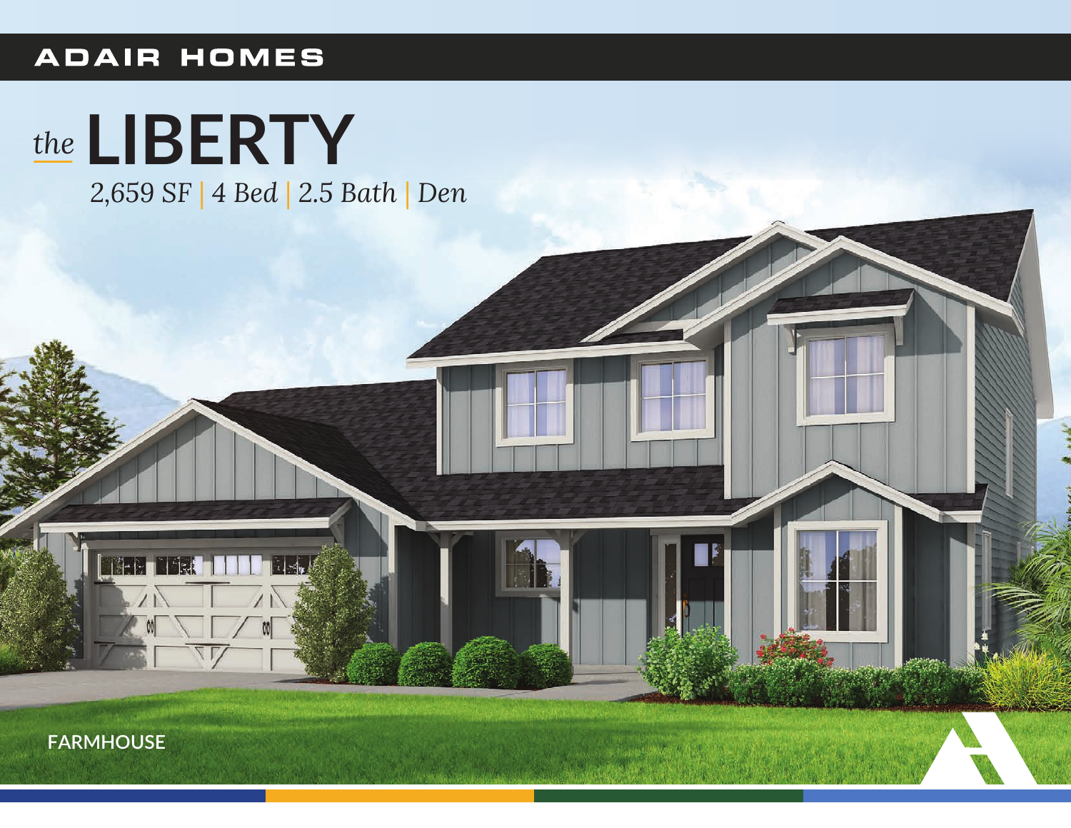ADAIR HOMES

# *the* LIBERTY

*2,659 SF | 4 Bed | 2.5 Bath | Den*

FARMHOUSE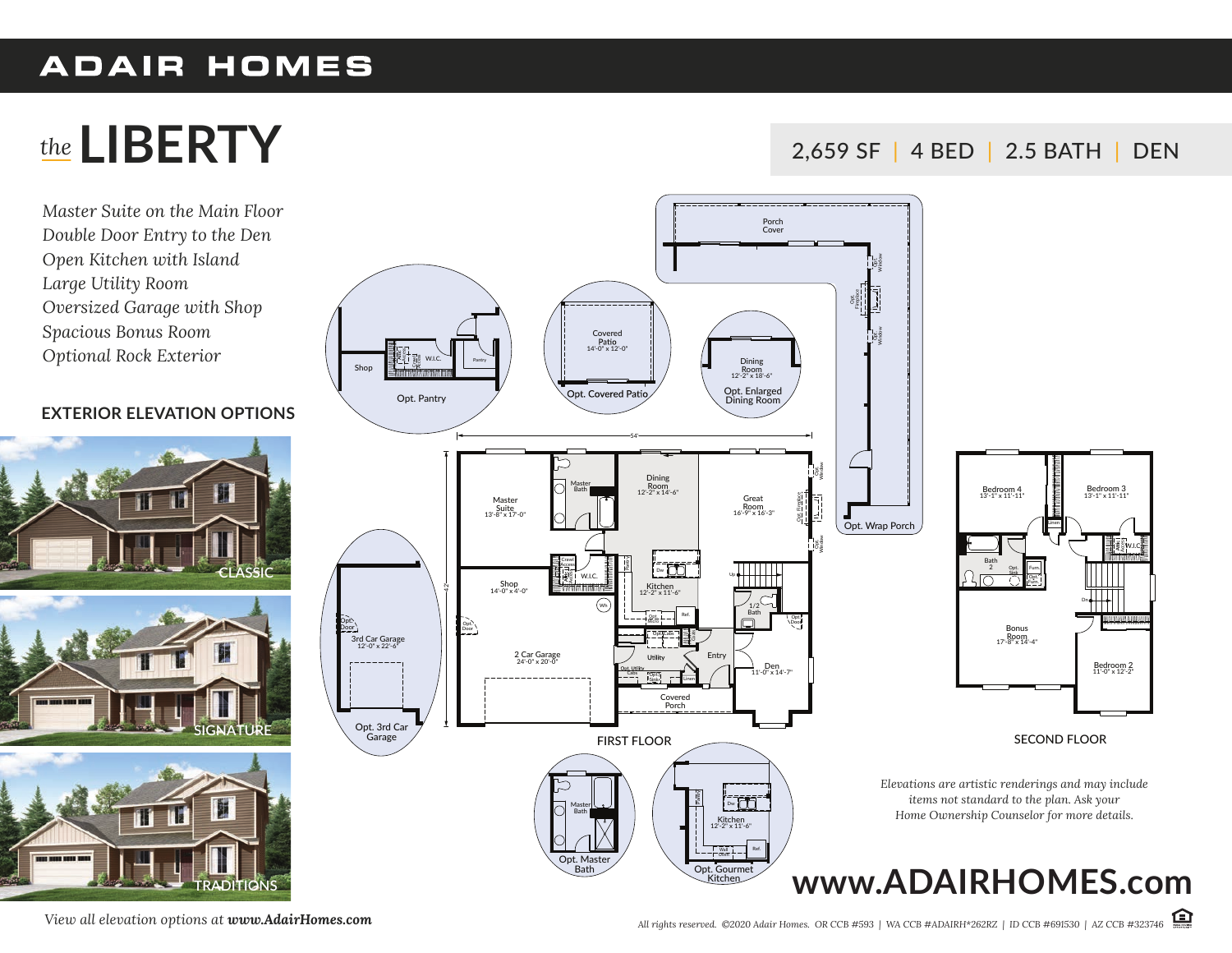# ADAIR HOMES

# *the* LIBERTY

2,659 SF | 4 BED | 2.5 BATH | DEN

*Master Suite on the Main Floor*
*Double Door Entry to the Den*
*Open Kitchen with Island*
*Large Utility Room*
*Oversized Garage with Shop*
*Spacious Bonus Room*
*Optional Rock Exterior*

## EXTERIOR ELEVATION OPTIONS

CLASSIC

SIGNATURE

TRADITIONS

Porch Cover

Opt. Wrap Porch

Opt. Pantry

Opt. Covered Patio

Covered Patio
14'-0" x 12'-0"

Opt. Enlarged Dining Room

Dining Room
12'-2" x 18'-6"

Master Suite
13'-8" x 17'-0"

Master Bath

Dining Room
12'-2" x 14'-6"

Great Room
16'-9" x 16'-3"

Shop
14'-0" x 4'-0"

Kitchen
12'-2" x 11'-6"

2 Car Garage
24'-0" x 20'-0"

Utility

Entry

Den
11'-0" x 14'-7"

1/2 Bath

Covered Porch

Opt. 3rd Car Garage

3rd Car Garage
12'-0" x 22'-6"

FIRST FLOOR

Opt. Master Bath

Opt. Gourmet Kitchen

Kitchen
12'-2" x 11'-6"

Bedroom 4
13'-1" x 11'-11"

Bedroom 3
13'-1" x 11'-11"

Bath 2

Bonus Room
17'-8" x 14'-4"

Bedroom 2
11'-0" x 12'-2"

SECOND FLOOR

*Elevations are artistic renderings and may include items not standard to the plan. Ask your Home Ownership Counselor for more details.*

**www.ADAIRHOMES.com**

*View all elevation options at **www.AdairHomes.com***

*All rights reserved. ©2020 Adair Homes. OR CCB #593 | WA CCB #ADAIRH*262RZ | ID CCB #691530 | AZ CCB #323746*